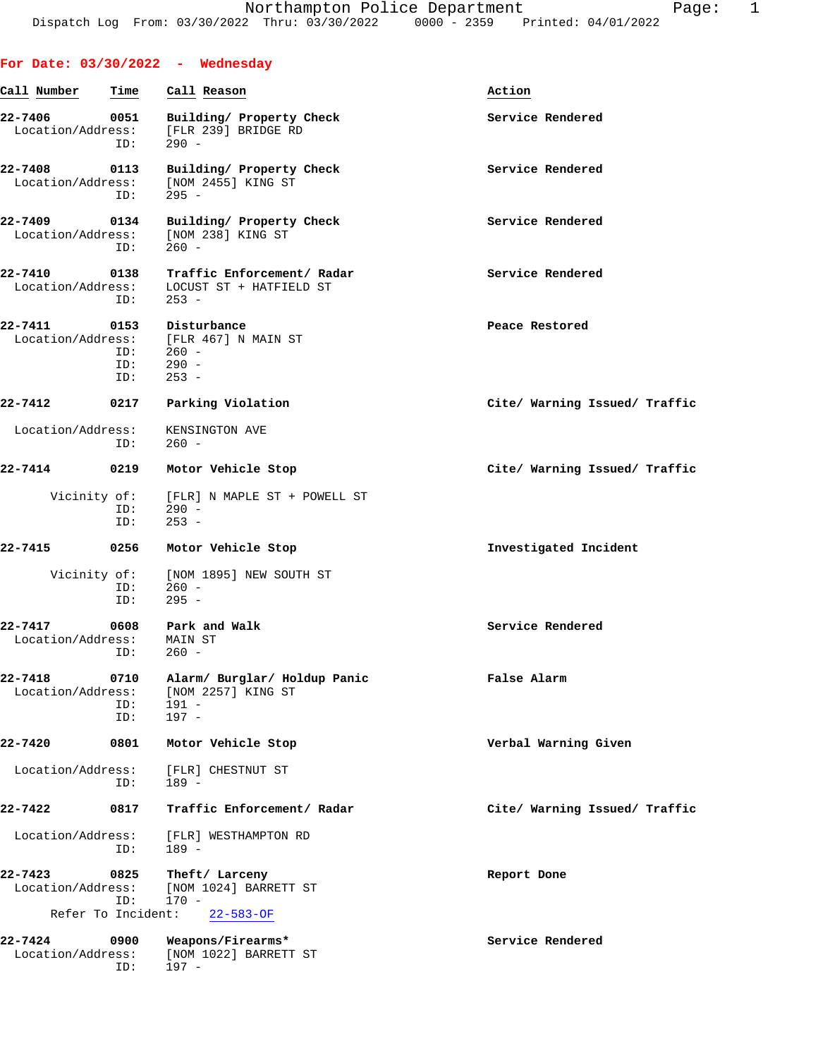Northampton Police Department

Dispatch Log From: 03/30/2022 Thru: 03/30/2022 0000 - 2359 Printed: 04/01/2022

## For Date: 03/30/2022 - Wednesday

| Call Number | Time | Call Reason | Action |
|---|---|---|---|
| 22-7406 | 0051 | Building/ Property Check | Service Rendered |
| | Location/Address: | [FLR 239] BRIDGE RD | |
| | ID: | 290 - | |
| 22-7408 | 0113 | Building/ Property Check | Service Rendered |
| | Location/Address: | [NOM 2455] KING ST | |
| | ID: | 295 - | |
| 22-7409 | 0134 | Building/ Property Check | Service Rendered |
| | Location/Address: | [NOM 238] KING ST | |
| | ID: | 260 - | |
| 22-7410 | 0138 | Traffic Enforcement/ Radar | Service Rendered |
| | Location/Address: | LOCUST ST + HATFIELD ST | |
| | ID: | 253 - | |
| 22-7411 | 0153 | Disturbance | Peace Restored |
| | Location/Address: | [FLR 467] N MAIN ST | |
| | ID: | 260 - | |
| | ID: | 290 - | |
| | ID: | 253 - | |
| 22-7412 | 0217 | Parking Violation | Cite/ Warning Issued/ Traffic |
| | Location/Address: | KENSINGTON AVE | |
| | ID: | 260 - | |
| 22-7414 | 0219 | Motor Vehicle Stop | Cite/ Warning Issued/ Traffic |
| | Vicinity of: | [FLR] N MAPLE ST + POWELL ST | |
| | ID: | 290 - | |
| | ID: | 253 - | |
| 22-7415 | 0256 | Motor Vehicle Stop | Investigated Incident |
| | Vicinity of: | [NOM 1895] NEW SOUTH ST | |
| | ID: | 260 - | |
| | ID: | 295 - | |
| 22-7417 | 0608 | Park and Walk | Service Rendered |
| | Location/Address: | MAIN ST | |
| | ID: | 260 - | |
| 22-7418 | 0710 | Alarm/ Burglar/ Holdup Panic | False Alarm |
| | Location/Address: | [NOM 2257] KING ST | |
| | ID: | 191 - | |
| | ID: | 197 - | |
| 22-7420 | 0801 | Motor Vehicle Stop | Verbal Warning Given |
| | Location/Address: | [FLR] CHESTNUT ST | |
| | ID: | 189 - | |
| 22-7422 | 0817 | Traffic Enforcement/ Radar | Cite/ Warning Issued/ Traffic |
| | Location/Address: | [FLR] WESTHAMPTON RD | |
| | ID: | 189 - | |
| 22-7423 | 0825 | Theft/ Larceny | Report Done |
| | Location/Address: | [NOM 1024] BARRETT ST | |
| | ID: | 170 - | |
| | Refer To Incident: | 22-583-OF | |
| 22-7424 | 0900 | Weapons/Firearms* | Service Rendered |
| | Location/Address: | [NOM 1022] BARRETT ST | |
| | ID: | 197 - | |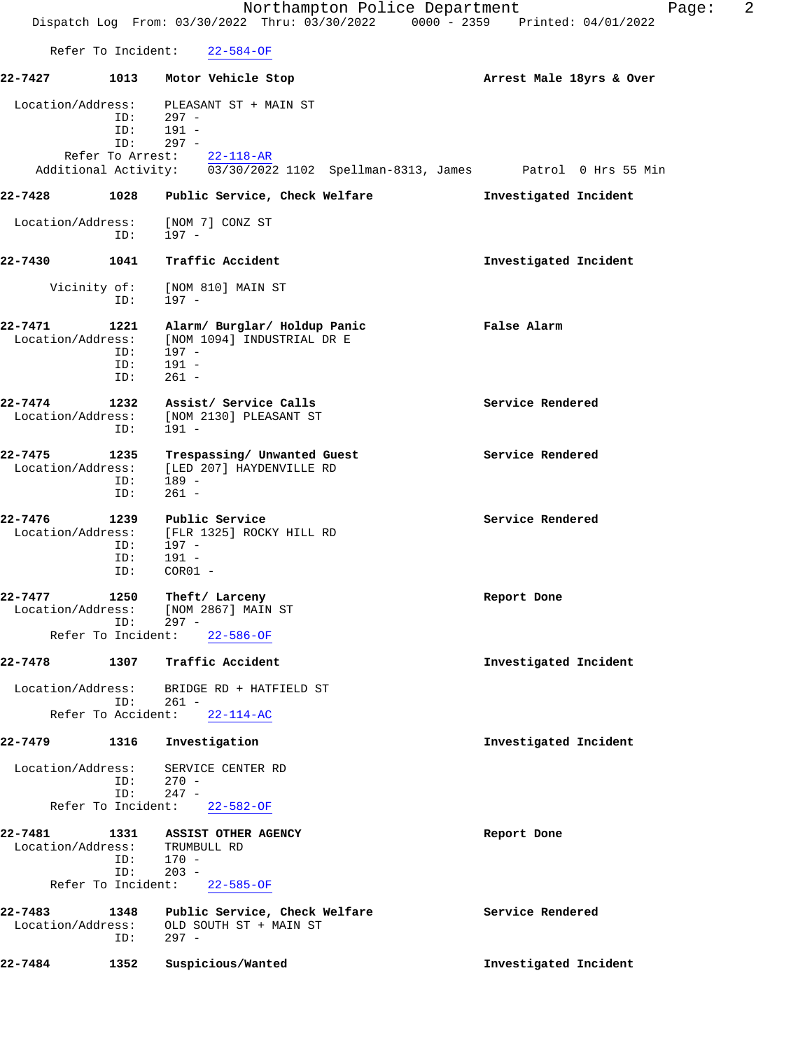Refer To Incident: 22-584-OF

**22-7427 1013 Motor Vehicle Stop** — **Arrest Male 18yrs & Over**

Location/Address: PLEASANT ST + MAIN ST
ID: 297 -
ID: 191 -
ID: 297 -
Refer To Arrest: 22-118-AR
Additional Activity: 03/30/2022 1102 Spellman-8313, James Patrol 0 Hrs 55 Min

**22-7428 1028 Public Service, Check Welfare** — **Investigated Incident**

Location/Address: [NOM 7] CONZ ST
ID: 197 -

**22-7430 1041 Traffic Accident** — **Investigated Incident**

Vicinity of: [NOM 810] MAIN ST
ID: 197 -

**22-7471 1221 Alarm/ Burglar/ Holdup Panic** — **False Alarm**
Location/Address: [NOM 1094] INDUSTRIAL DR E
ID: 197 -
ID: 191 -
ID: 261 -

**22-7474 1232 Assist/ Service Calls** — **Service Rendered**
Location/Address: [NOM 2130] PLEASANT ST
ID: 191 -

**22-7475 1235 Trespassing/ Unwanted Guest** — **Service Rendered**
Location/Address: [LED 207] HAYDENVILLE RD
ID: 189 -
ID: 261 -

**22-7476 1239 Public Service** — **Service Rendered**
Location/Address: [FLR 1325] ROCKY HILL RD
ID: 197 -
ID: 191 -
ID: COR01 -

**22-7477 1250 Theft/ Larceny** — **Report Done**
Location/Address: [NOM 2867] MAIN ST
ID: 297 -
Refer To Incident: 22-586-OF

**22-7478 1307 Traffic Accident** — **Investigated Incident**

Location/Address: BRIDGE RD + HATFIELD ST
ID: 261 -
Refer To Accident: 22-114-AC

**22-7479 1316 Investigation** — **Investigated Incident**

Location/Address: SERVICE CENTER RD
ID: 270 -
ID: 247 -
Refer To Incident: 22-582-OF

**22-7481 1331 ASSIST OTHER AGENCY** — **Report Done**
Location/Address: TRUMBULL RD
ID: 170 -
ID: 203 -
Refer To Incident: 22-585-OF

**22-7483 1348 Public Service, Check Welfare** — **Service Rendered**
Location/Address: OLD SOUTH ST + MAIN ST
ID: 297 -

**22-7484 1352 Suspicious/Wanted** — **Investigated Incident**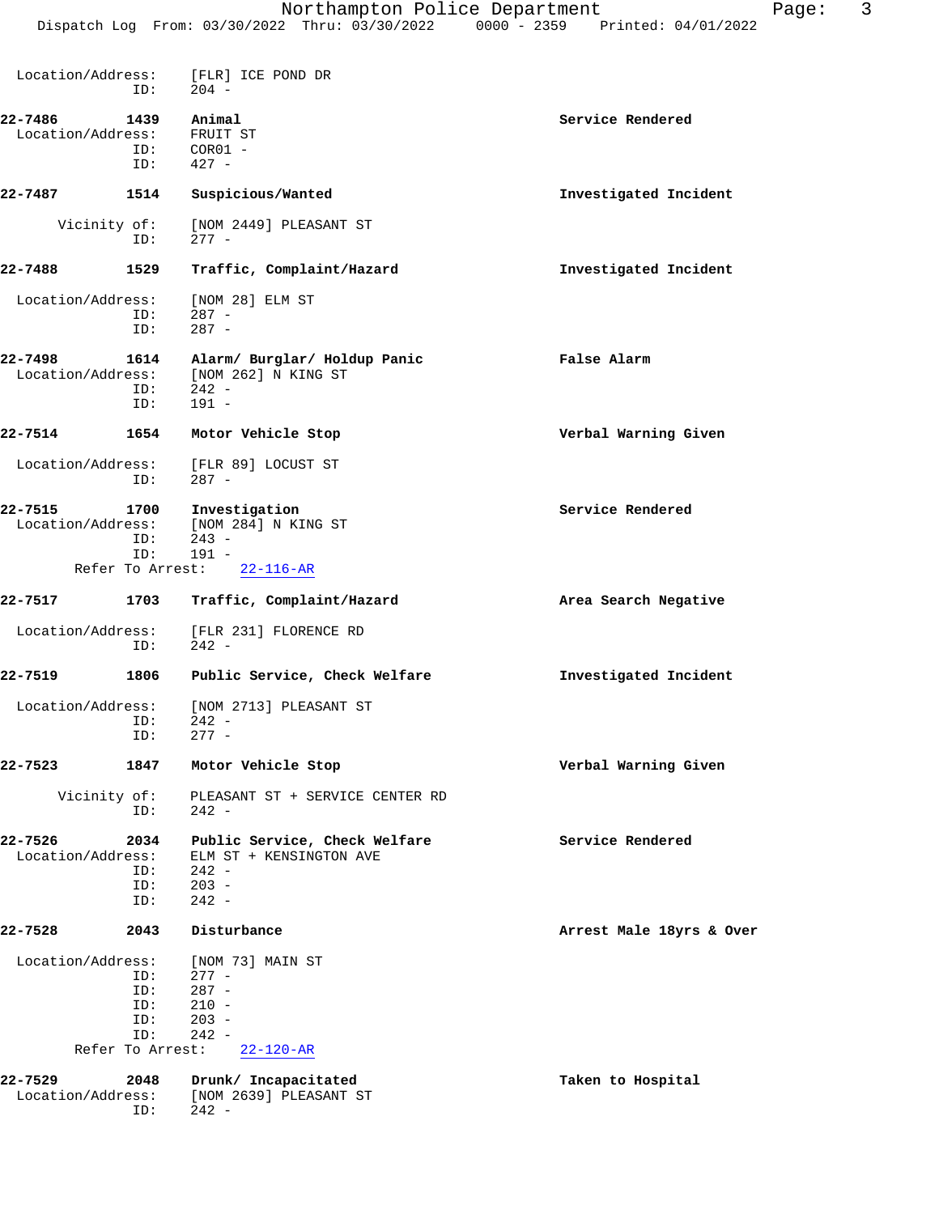Location/Address: [FLR] ICE POND DR
ID: 204 -

**22-7486 1439 Animal** — **Service Rendered**
Location/Address: FRUIT ST
ID: COR01 -
ID: 427 -

**22-7487 1514 Suspicious/Wanted** — **Investigated Incident**
Vicinity of: [NOM 2449] PLEASANT ST
ID: 277 -

**22-7488 1529 Traffic, Complaint/Hazard** — **Investigated Incident**
Location/Address: [NOM 28] ELM ST
ID: 287 -
ID: 287 -

**22-7498 1614 Alarm/ Burglar/ Holdup Panic** — **False Alarm**
Location/Address: [NOM 262] N KING ST
ID: 242 -
ID: 191 -

**22-7514 1654 Motor Vehicle Stop** — **Verbal Warning Given**
Location/Address: [FLR 89] LOCUST ST
ID: 287 -

**22-7515 1700 Investigation** — **Service Rendered**
Location/Address: [NOM 284] N KING ST
ID: 243 -
ID: 191 -
Refer To Arrest: 22-116-AR

**22-7517 1703 Traffic, Complaint/Hazard** — **Area Search Negative**
Location/Address: [FLR 231] FLORENCE RD
ID: 242 -

**22-7519 1806 Public Service, Check Welfare** — **Investigated Incident**
Location/Address: [NOM 2713] PLEASANT ST
ID: 242 -
ID: 277 -

**22-7523 1847 Motor Vehicle Stop** — **Verbal Warning Given**
Vicinity of: PLEASANT ST + SERVICE CENTER RD
ID: 242 -

**22-7526 2034 Public Service, Check Welfare** — **Service Rendered**
Location/Address: ELM ST + KENSINGTON AVE
ID: 242 -
ID: 203 -
ID: 242 -

**22-7528 2043 Disturbance** — **Arrest Male 18yrs & Over**
Location/Address: [NOM 73] MAIN ST
ID: 277 -
ID: 287 -
ID: 210 -
ID: 203 -
ID: 242 -
Refer To Arrest: 22-120-AR

**22-7529 2048 Drunk/ Incapacitated** — **Taken to Hospital**
Location/Address: [NOM 2639] PLEASANT ST
ID: 242 -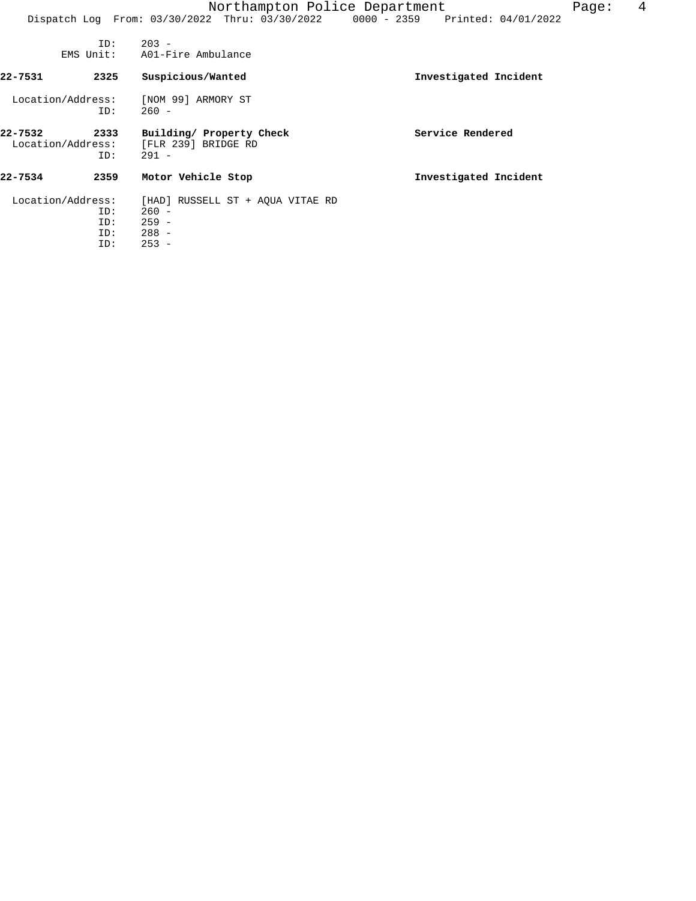ID: 203 -
EMS Unit: A01-Fire Ambulance

**22-7531 2325 Suspicious/Wanted** **Investigated Incident**

Location/Address: [NOM 99] ARMORY ST
ID: 260 -

**22-7532 2333 Building/ Property Check** **Service Rendered**
Location/Address: [FLR 239] BRIDGE RD
ID: 291 -

**22-7534 2359 Motor Vehicle Stop** **Investigated Incident**

Location/Address: [HAD] RUSSELL ST + AQUA VITAE RD
ID: 260 -
ID: 259 -
ID: 288 -
ID: 253 -